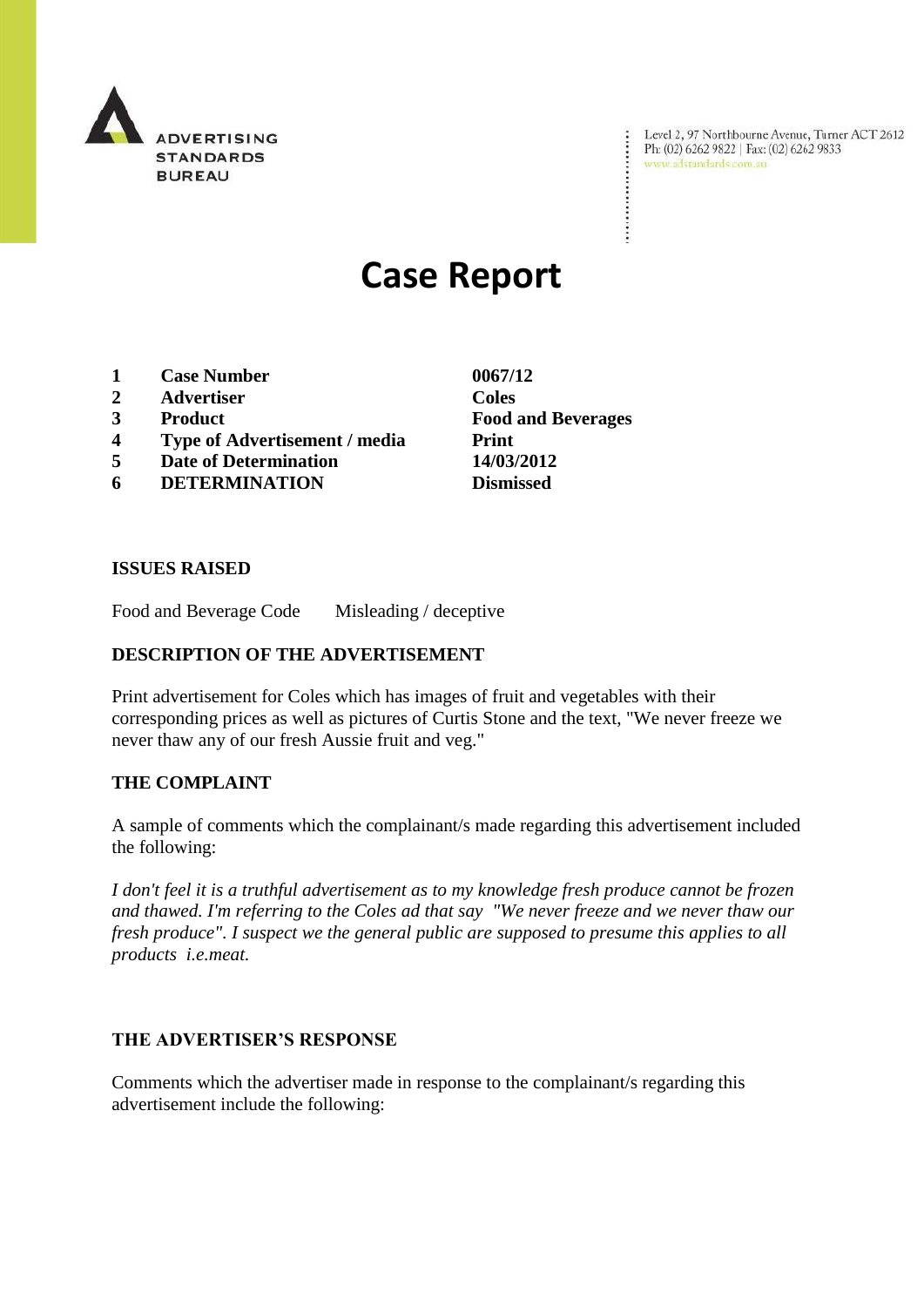ADVERTISING STANDARDS BUREAU

Level 2, 97 Northbourne Avenue, Turner ACT 2612
Ph: (02) 6262 9822 | Fax: (02) 6262 9833
www.adstandards.com.au

# Case Report

| | | |
|---|---|---|
| 1 | **Case Number** | **0067/12** |
| 2 | **Advertiser** | **Coles** |
| 3 | **Product** | **Food and Beverages** |
| 4 | **Type of Advertisement / media** | **Print** |
| 5 | **Date of Determination** | **14/03/2012** |
| 6 | **DETERMINATION** | **Dismissed** |

## ISSUES RAISED

Food and Beverage Code    Misleading / deceptive

## DESCRIPTION OF THE ADVERTISEMENT

Print advertisement for Coles which has images of fruit and vegetables with their corresponding prices as well as pictures of Curtis Stone and the text, "We never freeze we never thaw any of our fresh Aussie fruit and veg."

## THE COMPLAINT

A sample of comments which the complainant/s made regarding this advertisement included the following:

*I don't feel it is a truthful advertisement as to my knowledge fresh produce cannot be frozen and thawed. I'm referring to the Coles ad that say "We never freeze and we never thaw our fresh produce". I suspect we the general public are supposed to presume this applies to all products i.e.meat.*

## THE ADVERTISER'S RESPONSE

Comments which the advertiser made in response to the complainant/s regarding this advertisement include the following: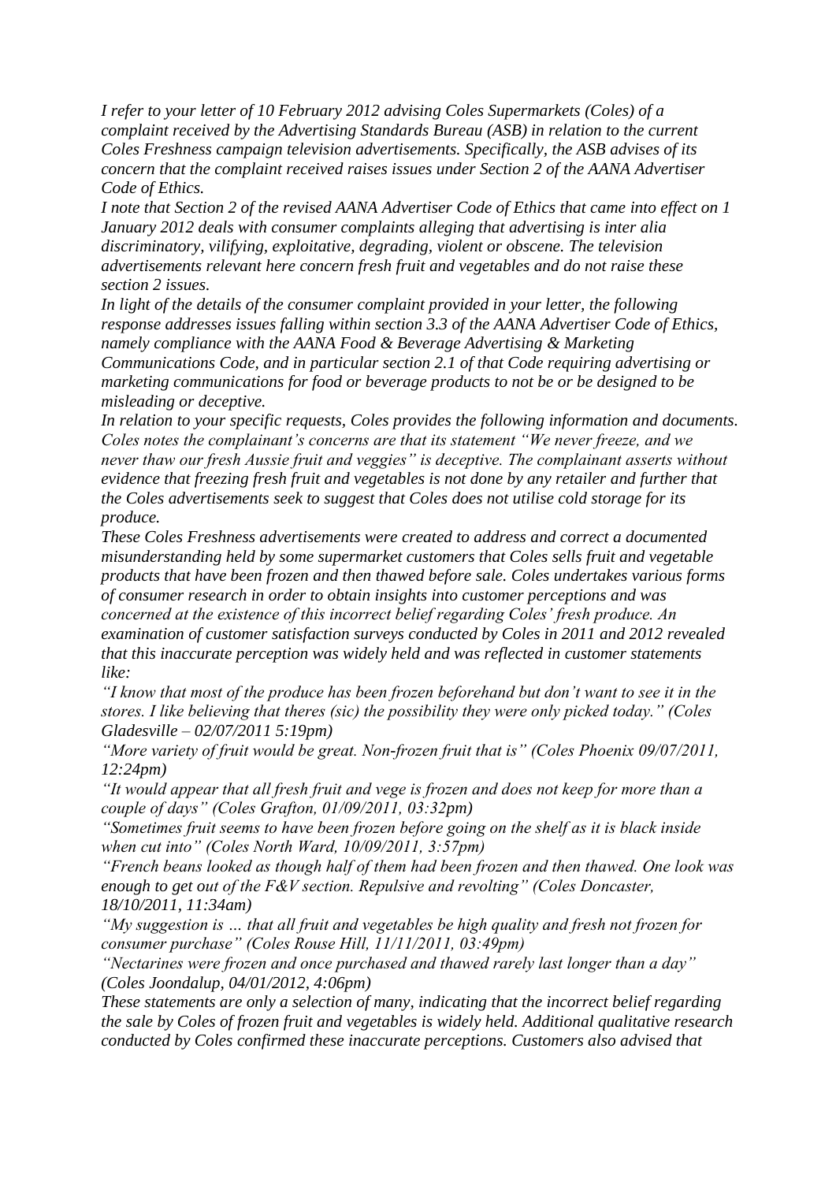*I refer to your letter of 10 February 2012 advising Coles Supermarkets (Coles) of a complaint received by the Advertising Standards Bureau (ASB) in relation to the current Coles Freshness campaign television advertisements. Specifically, the ASB advises of its concern that the complaint received raises issues under Section 2 of the AANA Advertiser Code of Ethics.*

*I note that Section 2 of the revised AANA Advertiser Code of Ethics that came into effect on 1 January 2012 deals with consumer complaints alleging that advertising is inter alia discriminatory, vilifying, exploitative, degrading, violent or obscene. The television advertisements relevant here concern fresh fruit and vegetables and do not raise these section 2 issues.*

*In light of the details of the consumer complaint provided in your letter, the following response addresses issues falling within section 3.3 of the AANA Advertiser Code of Ethics, namely compliance with the AANA Food & Beverage Advertising & Marketing Communications Code, and in particular section 2.1 of that Code requiring advertising or marketing communications for food or beverage products to not be or be designed to be misleading or deceptive.*

*In relation to your specific requests, Coles provides the following information and documents. Coles notes the complainant's concerns are that its statement "We never freeze, and we never thaw our fresh Aussie fruit and veggies" is deceptive. The complainant asserts without evidence that freezing fresh fruit and vegetables is not done by any retailer and further that the Coles advertisements seek to suggest that Coles does not utilise cold storage for its produce.*

*These Coles Freshness advertisements were created to address and correct a documented misunderstanding held by some supermarket customers that Coles sells fruit and vegetable products that have been frozen and then thawed before sale. Coles undertakes various forms of consumer research in order to obtain insights into customer perceptions and was concerned at the existence of this incorrect belief regarding Coles' fresh produce. An examination of customer satisfaction surveys conducted by Coles in 2011 and 2012 revealed that this inaccurate perception was widely held and was reflected in customer statements like:*

*"I know that most of the produce has been frozen beforehand but don't want to see it in the stores. I like believing that theres (sic) the possibility they were only picked today." (Coles Gladesville – 02/07/2011 5:19pm)*

*"More variety of fruit would be great. Non-frozen fruit that is" (Coles Phoenix 09/07/2011, 12:24pm)*

*"It would appear that all fresh fruit and vege is frozen and does not keep for more than a couple of days" (Coles Grafton, 01/09/2011, 03:32pm)*

*"Sometimes fruit seems to have been frozen before going on the shelf as it is black inside when cut into" (Coles North Ward, 10/09/2011, 3:57pm)*

*"French beans looked as though half of them had been frozen and then thawed. One look was enough to get out of the F&V section. Repulsive and revolting" (Coles Doncaster, 18/10/2011, 11:34am)*

*"My suggestion is … that all fruit and vegetables be high quality and fresh not frozen for consumer purchase" (Coles Rouse Hill, 11/11/2011, 03:49pm)*

*"Nectarines were frozen and once purchased and thawed rarely last longer than a day" (Coles Joondalup, 04/01/2012, 4:06pm)*

*These statements are only a selection of many, indicating that the incorrect belief regarding the sale by Coles of frozen fruit and vegetables is widely held. Additional qualitative research conducted by Coles confirmed these inaccurate perceptions. Customers also advised that*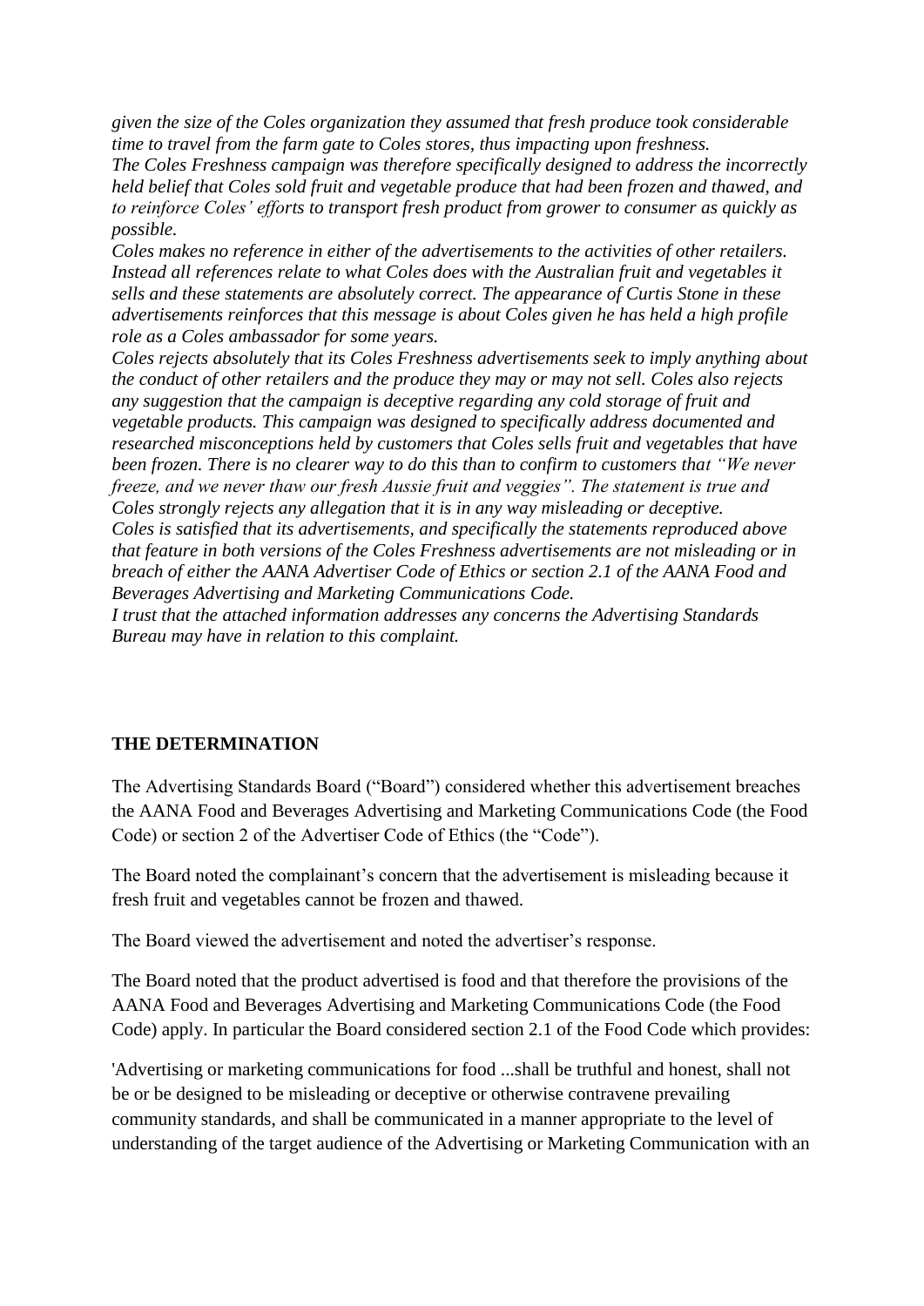*given the size of the Coles organization they assumed that fresh produce took considerable time to travel from the farm gate to Coles stores, thus impacting upon freshness.*

*The Coles Freshness campaign was therefore specifically designed to address the incorrectly held belief that Coles sold fruit and vegetable produce that had been frozen and thawed, and to reinforce Coles' efforts to transport fresh product from grower to consumer as quickly as possible.*

*Coles makes no reference in either of the advertisements to the activities of other retailers. Instead all references relate to what Coles does with the Australian fruit and vegetables it sells and these statements are absolutely correct. The appearance of Curtis Stone in these advertisements reinforces that this message is about Coles given he has held a high profile role as a Coles ambassador for some years.*

*Coles rejects absolutely that its Coles Freshness advertisements seek to imply anything about the conduct of other retailers and the produce they may or may not sell. Coles also rejects any suggestion that the campaign is deceptive regarding any cold storage of fruit and vegetable products. This campaign was designed to specifically address documented and researched misconceptions held by customers that Coles sells fruit and vegetables that have been frozen. There is no clearer way to do this than to confirm to customers that "We never freeze, and we never thaw our fresh Aussie fruit and veggies". The statement is true and Coles strongly rejects any allegation that it is in any way misleading or deceptive.*

*Coles is satisfied that its advertisements, and specifically the statements reproduced above that feature in both versions of the Coles Freshness advertisements are not misleading or in breach of either the AANA Advertiser Code of Ethics or section 2.1 of the AANA Food and Beverages Advertising and Marketing Communications Code.*

*I trust that the attached information addresses any concerns the Advertising Standards Bureau may have in relation to this complaint.*

**THE DETERMINATION**

The Advertising Standards Board ("Board") considered whether this advertisement breaches the AANA Food and Beverages Advertising and Marketing Communications Code (the Food Code) or section 2 of the Advertiser Code of Ethics (the "Code").

The Board noted the complainant's concern that the advertisement is misleading because it fresh fruit and vegetables cannot be frozen and thawed.

The Board viewed the advertisement and noted the advertiser's response.

The Board noted that the product advertised is food and that therefore the provisions of the AANA Food and Beverages Advertising and Marketing Communications Code (the Food Code) apply. In particular the Board considered section 2.1 of the Food Code which provides:

'Advertising or marketing communications for food ...shall be truthful and honest, shall not be or be designed to be misleading or deceptive or otherwise contravene prevailing community standards, and shall be communicated in a manner appropriate to the level of understanding of the target audience of the Advertising or Marketing Communication with an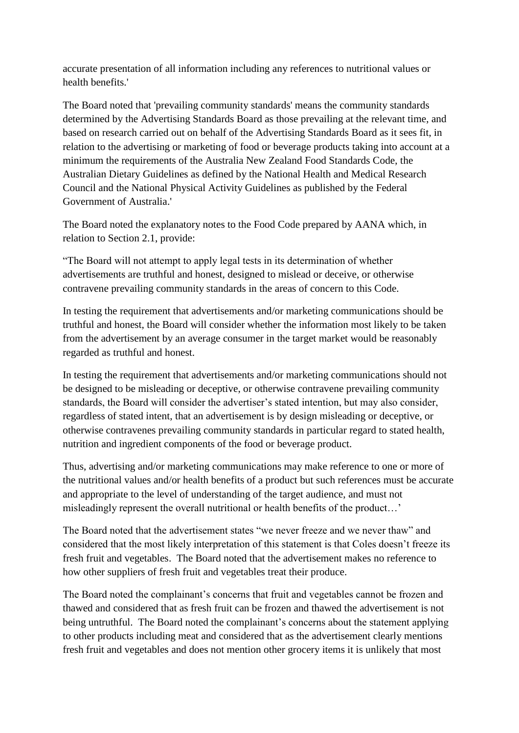accurate presentation of all information including any references to nutritional values or health benefits.'

The Board noted that 'prevailing community standards' means the community standards determined by the Advertising Standards Board as those prevailing at the relevant time, and based on research carried out on behalf of the Advertising Standards Board as it sees fit, in relation to the advertising or marketing of food or beverage products taking into account at a minimum the requirements of the Australia New Zealand Food Standards Code, the Australian Dietary Guidelines as defined by the National Health and Medical Research Council and the National Physical Activity Guidelines as published by the Federal Government of Australia.'

The Board noted the explanatory notes to the Food Code prepared by AANA which, in relation to Section 2.1, provide:

"The Board will not attempt to apply legal tests in its determination of whether advertisements are truthful and honest, designed to mislead or deceive, or otherwise contravene prevailing community standards in the areas of concern to this Code.

In testing the requirement that advertisements and/or marketing communications should be truthful and honest, the Board will consider whether the information most likely to be taken from the advertisement by an average consumer in the target market would be reasonably regarded as truthful and honest.

In testing the requirement that advertisements and/or marketing communications should not be designed to be misleading or deceptive, or otherwise contravene prevailing community standards, the Board will consider the advertiser's stated intention, but may also consider, regardless of stated intent, that an advertisement is by design misleading or deceptive, or otherwise contravenes prevailing community standards in particular regard to stated health, nutrition and ingredient components of the food or beverage product.

Thus, advertising and/or marketing communications may make reference to one or more of the nutritional values and/or health benefits of a product but such references must be accurate and appropriate to the level of understanding of the target audience, and must not misleadingly represent the overall nutritional or health benefits of the product…'

The Board noted that the advertisement states "we never freeze and we never thaw" and considered that the most likely interpretation of this statement is that Coles doesn't freeze its fresh fruit and vegetables. The Board noted that the advertisement makes no reference to how other suppliers of fresh fruit and vegetables treat their produce.

The Board noted the complainant's concerns that fruit and vegetables cannot be frozen and thawed and considered that as fresh fruit can be frozen and thawed the advertisement is not being untruthful. The Board noted the complainant's concerns about the statement applying to other products including meat and considered that as the advertisement clearly mentions fresh fruit and vegetables and does not mention other grocery items it is unlikely that most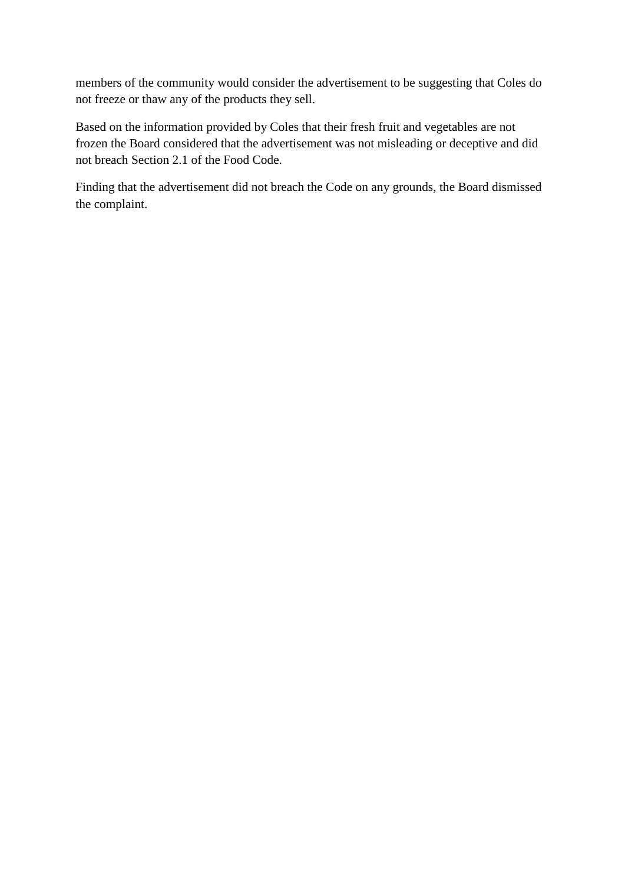members of the community would consider the advertisement to be suggesting that Coles do not freeze or thaw any of the products they sell.

Based on the information provided by Coles that their fresh fruit and vegetables are not frozen the Board considered that the advertisement was not misleading or deceptive and did not breach Section 2.1 of the Food Code.

Finding that the advertisement did not breach the Code on any grounds, the Board dismissed the complaint.